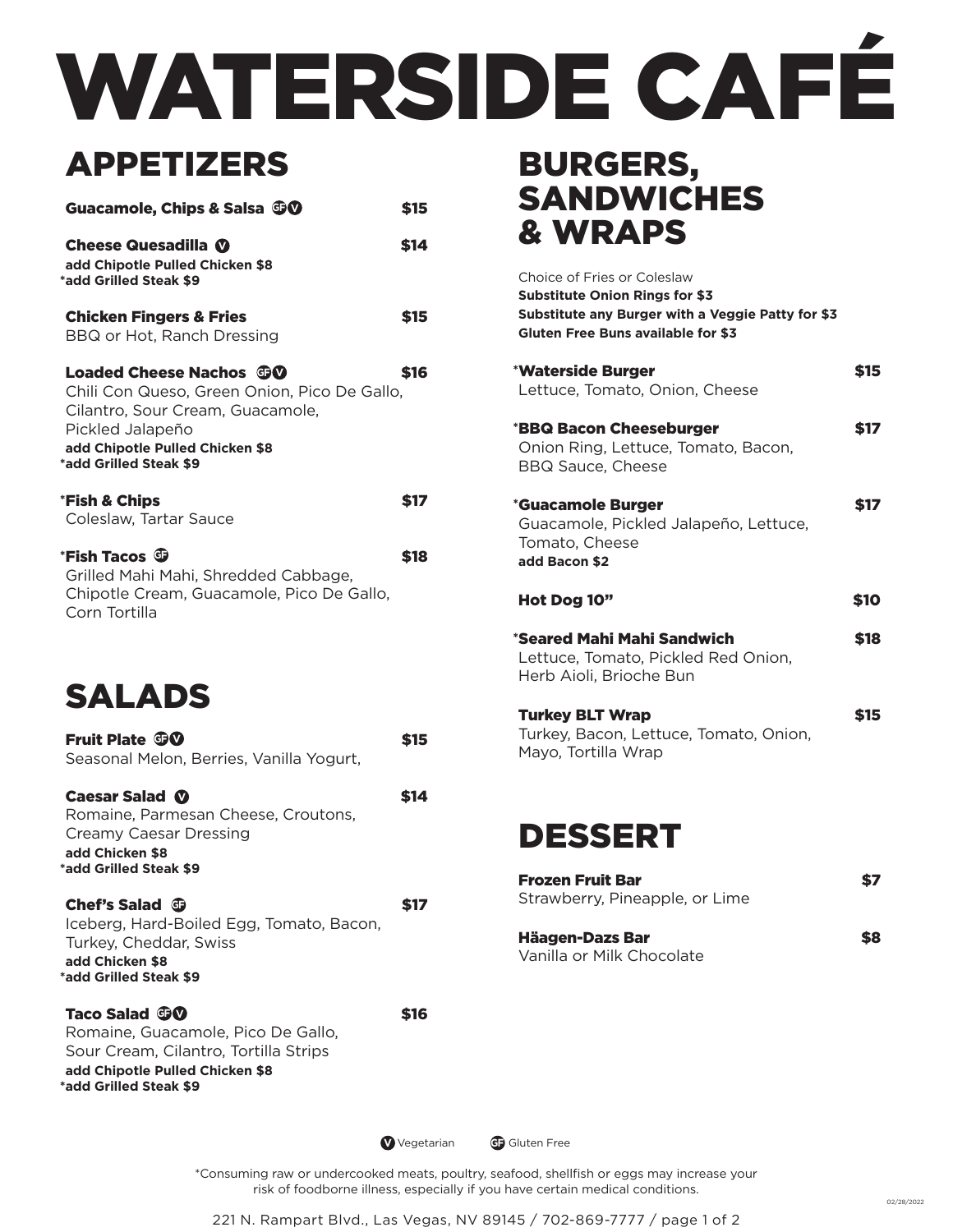# WATERSIDE CAFÉ

## APPETIZERS

**Guacamole, Chips & Salsa** GF V — **$15**

**Cheese Quesadilla** V — **$14**
**add Chipotle Pulled Chicken $8**
***add Grilled Steak $9**

**Chicken Fingers & Fries** — **$15**
BBQ or Hot, Ranch Dressing

**Loaded Cheese Nachos** GF V — **$16**
Chili Con Queso, Green Onion, Pico De Gallo, Cilantro, Sour Cream, Guacamole, Pickled Jalapeño
**add Chipotle Pulled Chicken $8**
***add Grilled Steak $9**

***Fish & Chips** — **$17**
Coleslaw, Tartar Sauce

***Fish Tacos** GF — **$18**
Grilled Mahi Mahi, Shredded Cabbage, Chipotle Cream, Guacamole, Pico De Gallo, Corn Tortilla

## SALADS

**Fruit Plate** GF V — **$15**
Seasonal Melon, Berries, Vanilla Yogurt,

**Caesar Salad** V — **$14**
Romaine, Parmesan Cheese, Croutons, Creamy Caesar Dressing
**add Chicken $8**
***add Grilled Steak $9**

**Chef's Salad** GF — **$17**
Iceberg, Hard-Boiled Egg, Tomato, Bacon, Turkey, Cheddar, Swiss
**add Chicken $8**
***add Grilled Steak $9**

**Taco Salad** GF V — **$16**
Romaine, Guacamole, Pico De Gallo, Sour Cream, Cilantro, Tortilla Strips
**add Chipotle Pulled Chicken $8**
***add Grilled Steak $9**

## BURGERS, SANDWICHES & WRAPS

Choice of Fries or Coleslaw
**Substitute Onion Rings for $3**
**Substitute any Burger with a Veggie Patty for $3**
**Gluten Free Buns available for $3**

***Waterside Burger** — **$15**
Lettuce, Tomato, Onion, Cheese

***BBQ Bacon Cheeseburger** — **$17**
Onion Ring, Lettuce, Tomato, Bacon, BBQ Sauce, Cheese

***Guacamole Burger** — **$17**
Guacamole, Pickled Jalapeño, Lettuce, Tomato, Cheese
**add Bacon $2**

**Hot Dog 10"** — **$10**

***Seared Mahi Mahi Sandwich** — **$18**
Lettuce, Tomato, Pickled Red Onion, Herb Aioli, Brioche Bun

**Turkey BLT Wrap** — **$15**
Turkey, Bacon, Lettuce, Tomato, Onion, Mayo, Tortilla Wrap

## DESSERT

**Frozen Fruit Bar** — **$7**
Strawberry, Pineapple, or Lime

**Häagen-Dazs Bar** — **$8**
Vanilla or Milk Chocolate

V Vegetarian GF Gluten Free

*Consuming raw or undercooked meats, poultry, seafood, shellfish or eggs may increase your risk of foodborne illness, especially if you have certain medical conditions.

02/28/2022

221 N. Rampart Blvd., Las Vegas, NV 89145 / 702-869-7777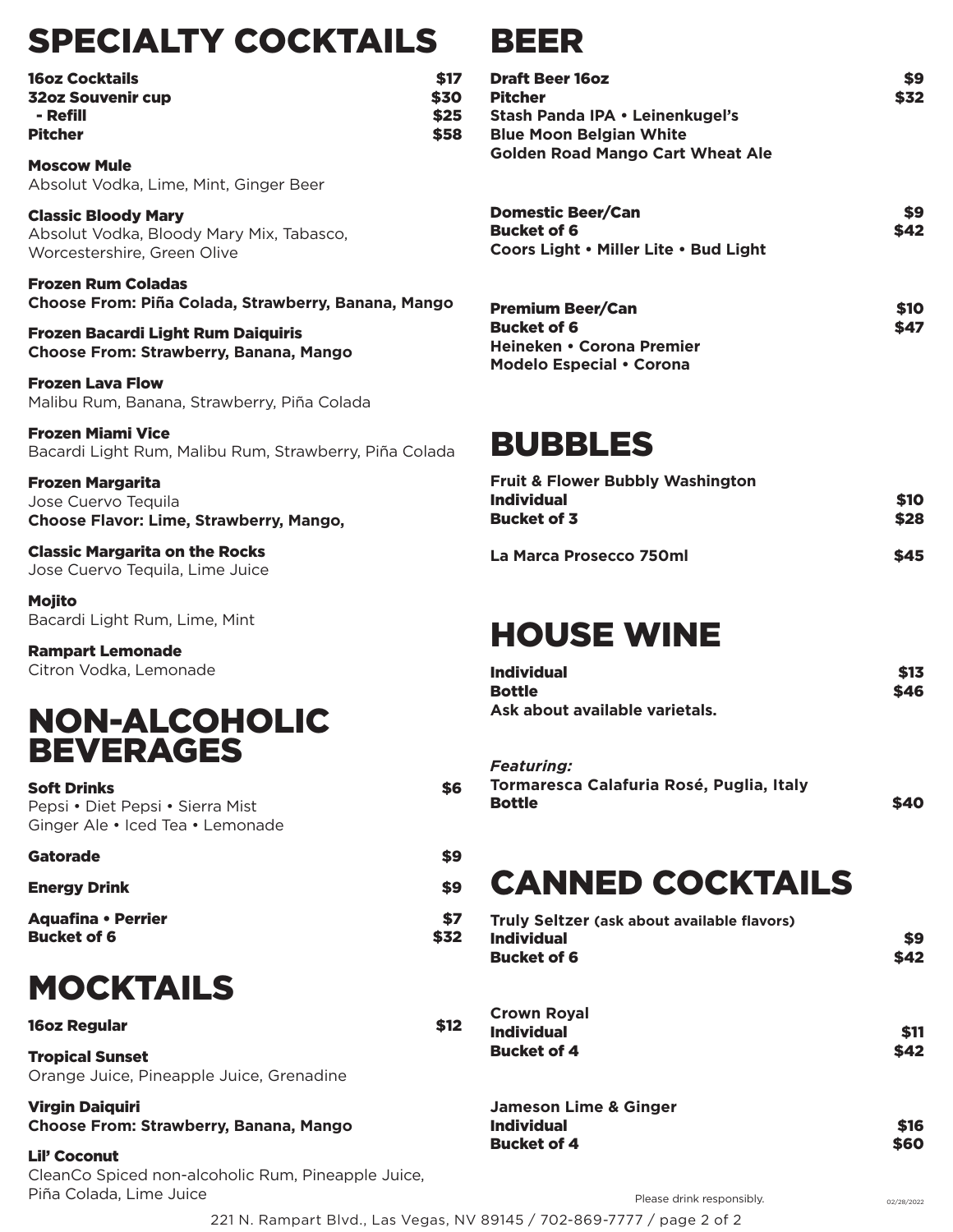# SPECIALTY COCKTAILS

| | |
|---|---|
| **16oz Cocktails** | **$17** |
| **32oz Souvenir cup** | **$30** |
| **- Refill** | **$25** |
| **Pitcher** | **$58** |

**Moscow Mule**
Absolut Vodka, Lime, Mint, Ginger Beer

**Classic Bloody Mary**
Absolut Vodka, Bloody Mary Mix, Tabasco, Worcestershire, Green Olive

**Frozen Rum Coladas**
**Choose From: Piña Colada, Strawberry, Banana, Mango**

**Frozen Bacardi Light Rum Daiquiris**
**Choose From: Strawberry, Banana, Mango**

**Frozen Lava Flow**
Malibu Rum, Banana, Strawberry, Piña Colada

**Frozen Miami Vice**
Bacardi Light Rum, Malibu Rum, Strawberry, Piña Colada

**Frozen Margarita**
Jose Cuervo Tequila
**Choose Flavor: Lime, Strawberry, Mango,**

**Classic Margarita on the Rocks**
Jose Cuervo Tequila, Lime Juice

**Mojito**
Bacardi Light Rum, Lime, Mint

**Rampart Lemonade**
Citron Vodka, Lemonade

# NON-ALCOHOLIC BEVERAGES

| | |
|---|---|
| **Soft Drinks** | **$6** |

Pepsi • Diet Pepsi • Sierra Mist
Ginger Ale • Iced Tea • Lemonade

| | |
|---|---|
| **Gatorade** | **$9** |
| **Energy Drink** | **$9** |
| **Aquafina • Perrier** | **$7** |
| **Bucket of 6** | **$32** |

# MOCKTAILS

| | |
|---|---|
| **16oz Regular** | **$12** |

**Tropical Sunset**
Orange Juice, Pineapple Juice, Grenadine

**Virgin Daiquiri**
**Choose From: Strawberry, Banana, Mango**

**Lil' Coconut**
CleanCo Spiced non-alcoholic Rum, Pineapple Juice, Piña Colada, Lime Juice

# BEER

| | |
|---|---|
| **Draft Beer 16oz** | **$9** |
| **Pitcher** | **$32** |

**Stash Panda IPA • Leinenkugel's**
**Blue Moon Belgian White**
**Golden Road Mango Cart Wheat Ale**

| | |
|---|---|
| **Domestic Beer/Can** | **$9** |
| **Bucket of 6** | **$42** |

**Coors Light • Miller Lite • Bud Light**

| | |
|---|---|
| **Premium Beer/Can** | **$10** |
| **Bucket of 6** | **$47** |

**Heineken • Corona Premier**
**Modelo Especial • Corona**

# BUBBLES

**Fruit & Flower Bubbly Washington**

| | |
|---|---|
| **Individual** | **$10** |
| **Bucket of 3** | **$28** |
| **La Marca Prosecco 750ml** | **$45** |

# HOUSE WINE

| | |
|---|---|
| **Individual** | **$13** |
| **Bottle** | **$46** |

**Ask about available varietals.**

***Featuring:***
**Tormaresca Calafuria Rosé, Puglia, Italy**

| | |
|---|---|
| **Bottle** | **$40** |

# CANNED COCKTAILS

**Truly Seltzer** **(ask about available flavors)**

| | |
|---|---|
| **Individual** | **$9** |
| **Bucket of 6** | **$42** |

**Crown Royal**

| | |
|---|---|
| **Individual** | **$11** |
| **Bucket of 4** | **$42** |

**Jameson Lime & Ginger**

| | |
|---|---|
| **Individual** | **$16** |
| **Bucket of 4** | **$60** |

Please drink responsibly.

02/28/2022

221 N. Rampart Blvd., Las Vegas, NV 89145 / 702-869-7777